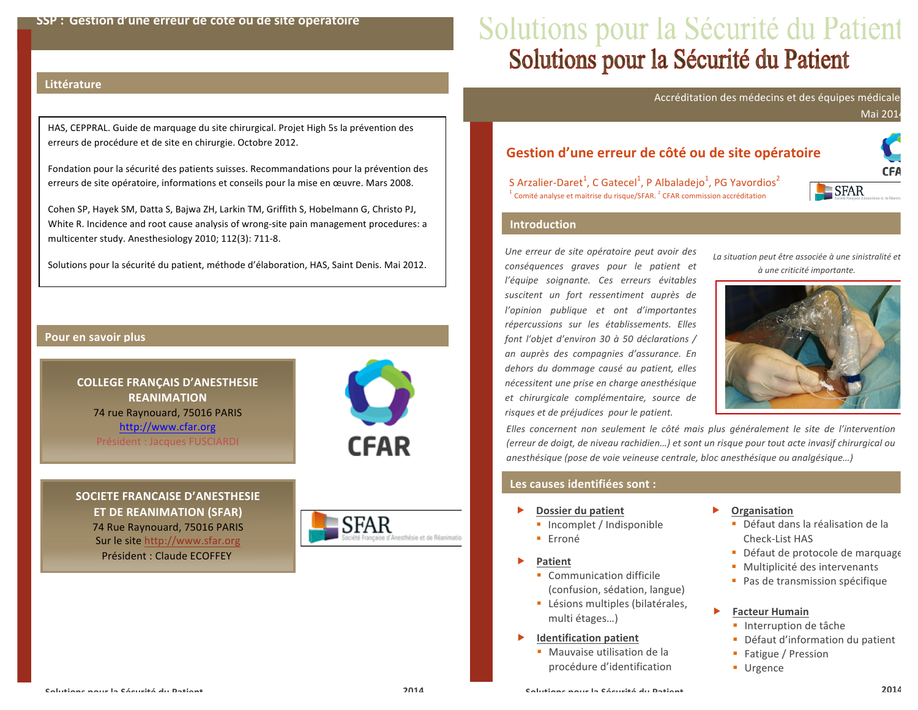## Littérature

HAS, CEPPRAL. Guide de marquage du site chirurgical. Projet High 5s la prévention des erreurs de procédure et de site en chirurgie. Octobre 2012.

Fondation pour la sécurité des patients suisses. Recommandations pour la prévention des erreurs de site opératoire, informations et conseils pour la mise en œuvre. Mars 2008.

Cohen SP, Hayek SM, Datta S, Bajwa ZH, Larkin TM, Griffith S, Hobelmann G, Christo PJ, White R. Incidence and root cause analysis of wrong-site pain management procedures: a multicenter study. Anesthesiology 2010; 112(3): 711-8.

Solutions pour la sécurité du patient, méthode d'élaboration, HAS, Saint Denis. Mai 2012.

## Pour en savoir plus

**COLLEGE FRANÇAIS D'ANESTHESIE REANIMATION**
74 rue Raynouard, 75016 PARIS
http://www.cfar.org
Président : Jacques FUSCIARDI

**SOCIETE FRANCAISE D'ANESTHESIE ET DE REANIMATION (SFAR)**
74 Rue Raynouard, 75016 PARIS
Sur le site http://www.sfar.org
Président : Claude ECOFFEY

# Solutions pour la Sécurité du Patient

Accréditation des médecins et des équipes médicales
Mai 2014

## Gestion d'une erreur de côté ou de site opératoire

S Arzalier-Daret[1], C Gatecel[1], P Albaladejo[1], PG Yavordios[2]

[1] Comité analyse et maitrise du risque/SFAR. [2] CFAR commission accréditation

## Introduction

*Une erreur de site opératoire peut avoir des conséquences graves pour le patient et l'équipe soignante. Ces erreurs évitables suscitent un fort ressentiment auprès de l'opinion publique et ont d'importantes répercussions sur les établissements. Elles font l'objet d'environ 30 à 50 déclarations / an auprès des compagnies d'assurance. En dehors du dommage causé au patient, elles nécessitent une prise en charge anesthésique et chirurgicale complémentaire, source de risques et de préjudices pour le patient.*

*La situation peut être associée à une sinistralité et à une criticité importante.*

*Elles concernent non seulement le côté mais plus généralement le site de l'intervention (erreur de doigt, de niveau rachidien…) et sont un risque pour tout acte invasif chirurgical ou anesthésique (pose de voie veineuse centrale, bloc anesthésique ou analgésique…)*

## Les causes identifiées sont :

- **Dossier du patient**
  - Incomplet / Indisponible
  - Erroné
- **Patient**
  - Communication difficile (confusion, sédation, langue)
  - Lésions multiples (bilatérales, multi étages…)
- **Identification patient**
  - Mauvaise utilisation de la procédure d'identification
- **Organisation**
  - Défaut dans la réalisation de la Check-List HAS
  - Défaut de protocole de marquage
  - Multiplicité des intervenants
  - Pas de transmission spécifique
- **Facteur Humain**
  - Interruption de tâche
  - Défaut d'information du patient
  - Fatigue / Pression
  - Urgence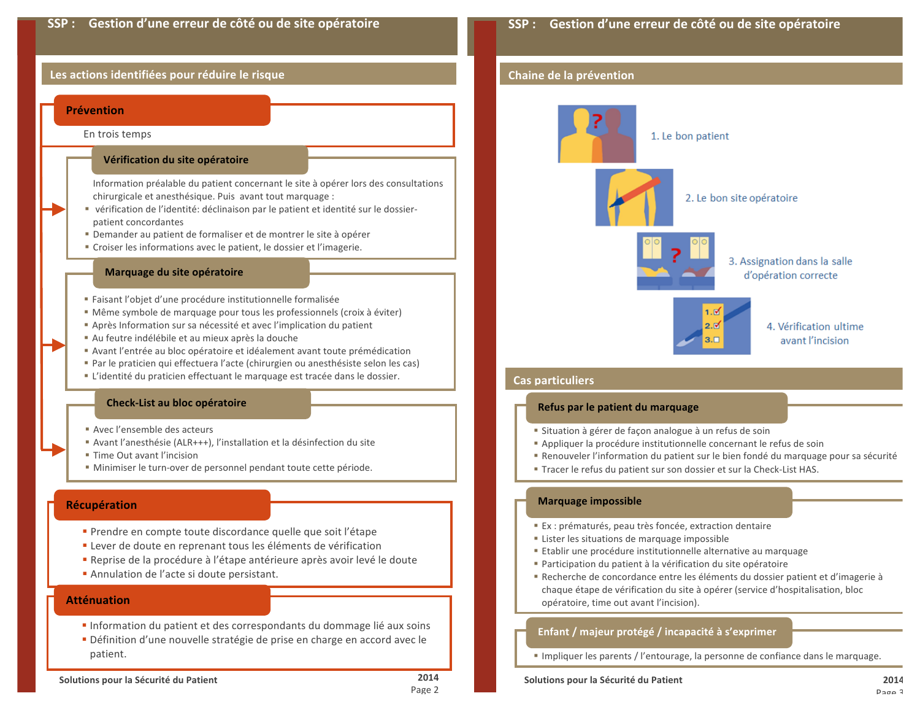# SSP : Gestion d'une erreur de côté ou de site opératoire

## Les actions identifiées pour réduire le risque

### Prévention

En trois temps

#### Vérification du site opératoire

Information préalable du patient concernant le site à opérer lors des consultations chirurgicale et anesthésique. Puis avant tout marquage :

- vérification de l'identité: déclinaison par le patient et identité sur le dossier-patient concordantes
- Demander au patient de formaliser et de montrer le site à opérer
- Croiser les informations avec le patient, le dossier et l'imagerie.

#### Marquage du site opératoire

- Faisant l'objet d'une procédure institutionnelle formalisée
- Même symbole de marquage pour tous les professionnels (croix à éviter)
- Après Information sur sa nécessité et avec l'implication du patient
- Au feutre indélébile et au mieux après la douche
- Avant l'entrée au bloc opératoire et idéalement avant toute prémédication
- Par le praticien qui effectuera l'acte (chirurgien ou anesthésiste selon les cas)
- L'identité du praticien effectuant le marquage est tracée dans le dossier.

#### Check-List au bloc opératoire

- Avec l'ensemble des acteurs
- Avant l'anesthésie (ALR+++), l'installation et la désinfection du site
- Time Out avant l'incision
- Minimiser le turn-over de personnel pendant toute cette période.

### Récupération

- Prendre en compte toute discordance quelle que soit l'étape
- Lever de doute en reprenant tous les éléments de vérification
- Reprise de la procédure à l'étape antérieure après avoir levé le doute
- Annulation de l'acte si doute persistant.

### Atténuation

- Information du patient et des correspondants du dommage lié aux soins
- Définition d'une nouvelle stratégie de prise en charge en accord avec le patient.

# SSP : Gestion d'une erreur de côté ou de site opératoire

## Chaine de la prévention

1. Le bon patient
2. Le bon site opératoire
3. Assignation dans la salle d'opération correcte
4. Vérification ultime avant l'incision

## Cas particuliers

### Refus par le patient du marquage

- Situation à gérer de façon analogue à un refus de soin
- Appliquer la procédure institutionnelle concernant le refus de soin
- Renouveler l'information du patient sur le bien fondé du marquage pour sa sécurité
- Tracer le refus du patient sur son dossier et sur la Check-List HAS.

### Marquage impossible

- Ex : prématurés, peau très foncée, extraction dentaire
- Lister les situations de marquage impossible
- Etablir une procédure institutionnelle alternative au marquage
- Participation du patient à la vérification du site opératoire
- Recherche de concordance entre les éléments du dossier patient et d'imagerie à chaque étape de vérification du site à opérer (service d'hospitalisation, bloc opératoire, time out avant l'incision).

### Enfant / majeur protégé / incapacité à s'exprimer

- Impliquer les parents / l'entourage, la personne de confiance dans le marquage.